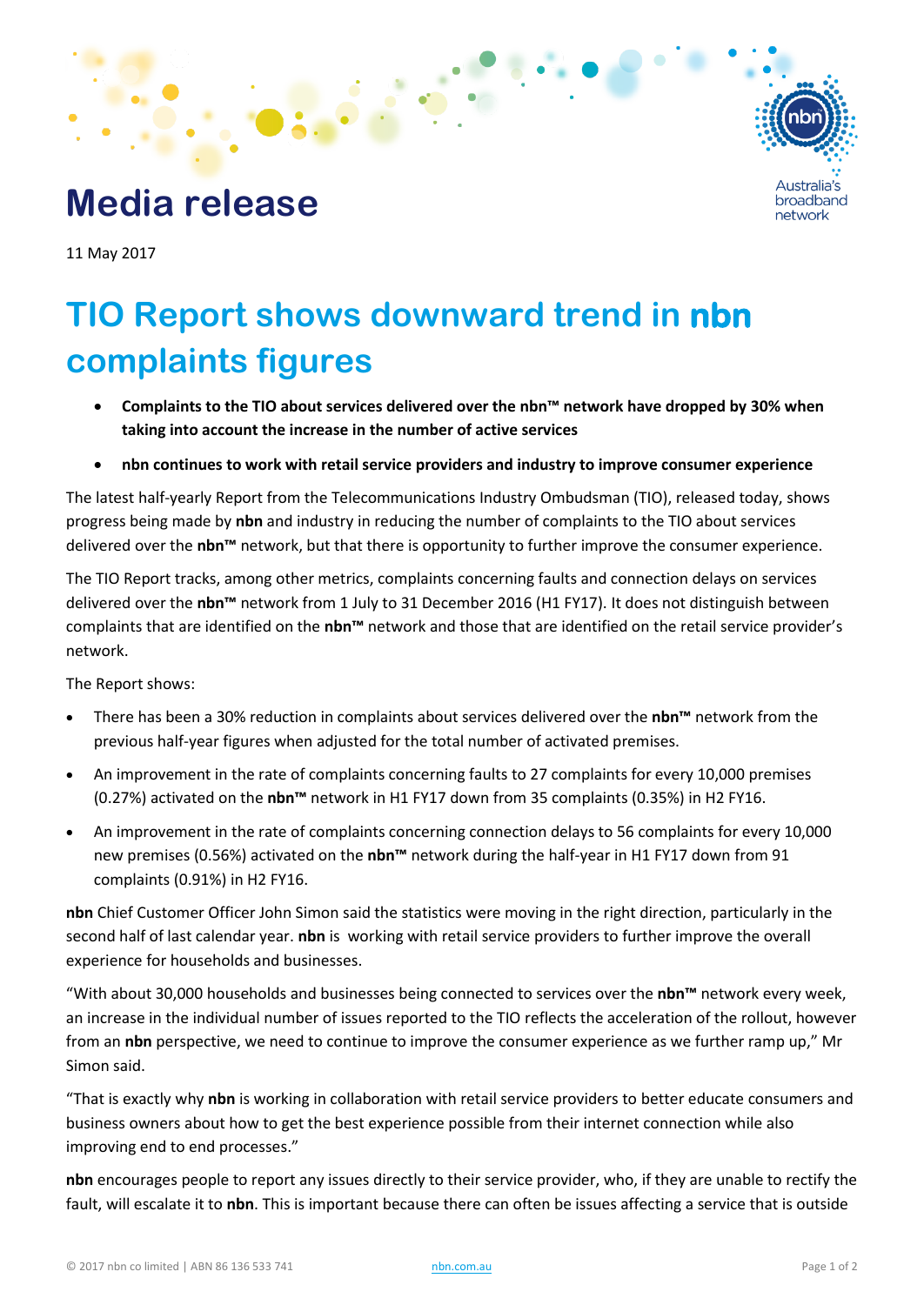# Media release

11 May 2017

## TIO Report shows downward trend in nbn complaints figures

- **Complaints to the TIO about services delivered over the nbn™ network have dropped by 30% when taking into account the increase in the number of active services**
- **nbn continues to work with retail service providers and industry to improve consumer experience**

The latest half-yearly Report from the Telecommunications Industry Ombudsman (TIO), released today, shows progress being made by **nbn** and industry in reducing the number of complaints to the TIO about services delivered over the **nbn™** network, but that there is opportunity to further improve the consumer experience.

The TIO Report tracks, among other metrics, complaints concerning faults and connection delays on services delivered over the **nbn™** network from 1 July to 31 December 2016 (H1 FY17). It does not distinguish between complaints that are identified on the **nbn™** network and those that are identified on the retail service provider's network.

The Report shows:

- There has been a 30% reduction in complaints about services delivered over the **nbn™** network from the previous half-year figures when adjusted for the total number of activated premises.
- An improvement in the rate of complaints concerning faults to 27 complaints for every 10,000 premises (0.27%) activated on the **nbn™** network in H1 FY17 down from 35 complaints (0.35%) in H2 FY16.
- An improvement in the rate of complaints concerning connection delays to 56 complaints for every 10,000 new premises (0.56%) activated on the **nbn™** network during the half-year in H1 FY17 down from 91 complaints (0.91%) in H2 FY16.

**nbn** Chief Customer Officer John Simon said the statistics were moving in the right direction, particularly in the second half of last calendar year. **nbn** is working with retail service providers to further improve the overall experience for households and businesses.

"With about 30,000 households and businesses being connected to services over the **nbn™** network every week, an increase in the individual number of issues reported to the TIO reflects the acceleration of the rollout, however from an **nbn** perspective, we need to continue to improve the consumer experience as we further ramp up," Mr Simon said.

"That is exactly why **nbn** is working in collaboration with retail service providers to better educate consumers and business owners about how to get the best experience possible from their internet connection while also improving end to end processes."

**nbn** encourages people to report any issues directly to their service provider, who, if they are unable to rectify the fault, will escalate it to **nbn**. This is important because there can often be issues affecting a service that is outside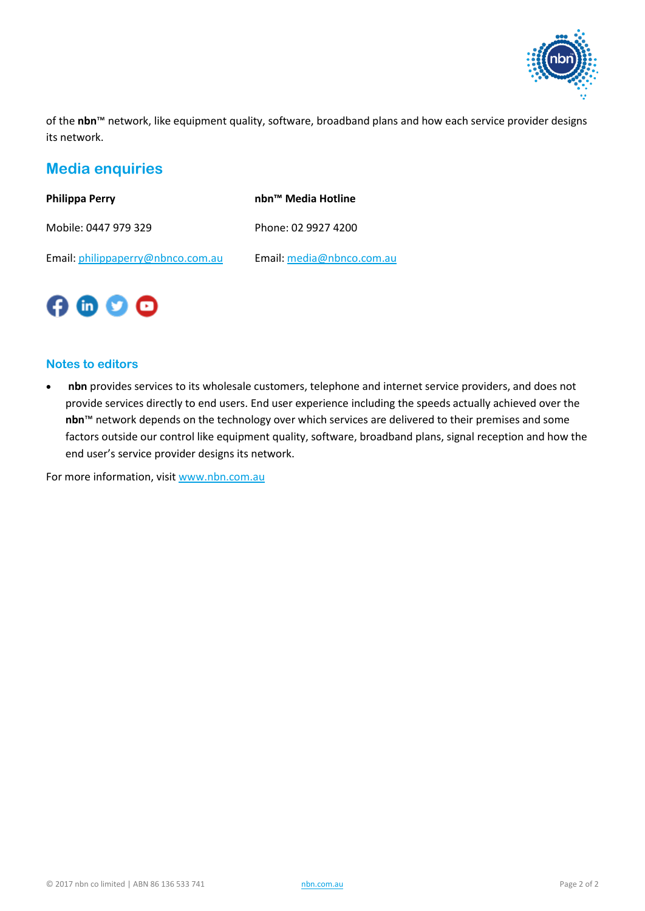of the **nbn**™ network, like equipment quality, software, broadband plans and how each service provider designs its network.

## Media enquiries

| | |
|---|---|
| **Philippa Perry** | **nbn™ Media Hotline** |
| Mobile: 0447 979 329 | Phone: 02 9927 4200 |
| Email: philippaperry@nbnco.com.au | Email: media@nbnco.com.au |

### Notes to editors

- **nbn** provides services to its wholesale customers, telephone and internet service providers, and does not provide services directly to end users. End user experience including the speeds actually achieved over the **nbn**™ network depends on the technology over which services are delivered to their premises and some factors outside our control like equipment quality, software, broadband plans, signal reception and how the end user's service provider designs its network.

For more information, visit www.nbn.com.au

© 2017 nbn co limited | ABN 86 136 533 741